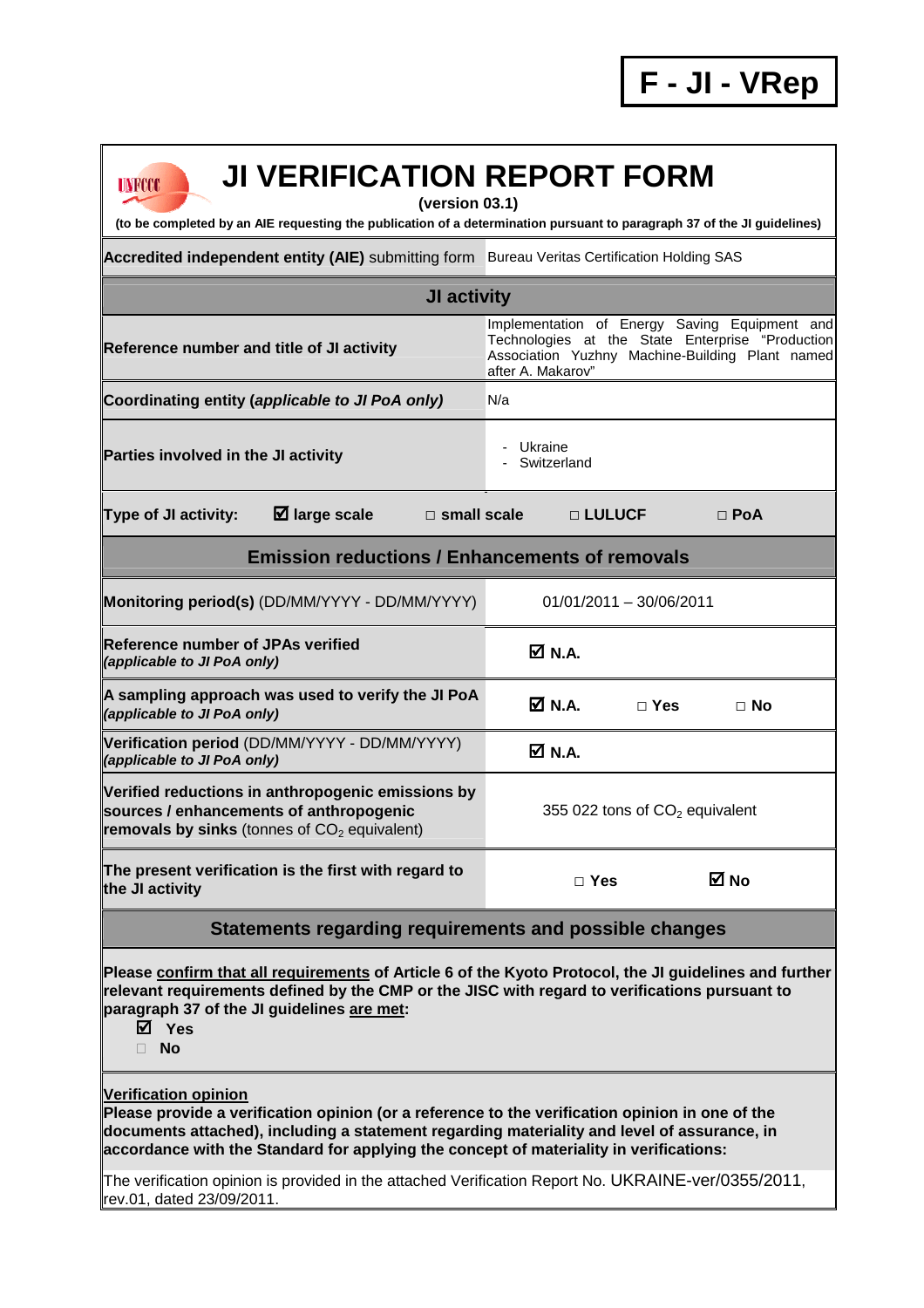**F - JI - VRep**

# JI VERIFICATION REPORT FORM

**(version 03.1)**

**(to be completed by an AIE requesting the publication of a determination pursuant to paragraph 37 of the JI guidelines)**

| **Accredited independent entity (AIE)** submitting form | Bureau Veritas Certification Holding SAS |
|---|---|
| **JI activity** | |
| **Reference number and title of JI activity** | Implementation of Energy Saving Equipment and Technologies at the State Enterprise "Production Association Yuzhny Machine-Building Plant named after A. Makarov" |
| **Coordinating entity (*applicable to JI PoA only*)** | N/a |
| **Parties involved in the JI activity** | - Ukraine<br>- Switzerland |
| **Type of JI activity:** ☑ **large scale** □ **small scale** □ **LULUCF** □ **PoA** | |
| **Emission reductions / Enhancements of removals** | |
| **Monitoring period(s)** (DD/MM/YYYY - DD/MM/YYYY) | 01/01/2011 – 30/06/2011 |
| **Reference number of JPAs verified** ***(applicable to JI PoA only)*** | ☑ **N.A.** |
| **A sampling approach was used to verify the JI PoA** ***(applicable to JI PoA only)*** | ☑ **N.A.** □ **Yes** □ **No** |
| **Verification period** (DD/MM/YYYY - DD/MM/YYYY) ***(applicable to JI PoA only)*** | ☑ **N.A.** |
| **Verified reductions in anthropogenic emissions by sources / enhancements of anthropogenic removals by sinks** (tonnes of $CO_2$ equivalent) | 355 022 tons of $CO_2$ equivalent |
| **The present verification is the first with regard to the JI activity** | □ **Yes** ☑ **No** |

## Statements regarding requirements and possible changes

**Please confirm that all requirements of Article 6 of the Kyoto Protocol, the JI guidelines and further relevant requirements defined by the CMP or the JISC with regard to verifications pursuant to paragraph 37 of the JI guidelines are met:**

- ☑ **Yes**
- □ **No**

**Verification opinion**

**Please provide a verification opinion (or a reference to the verification opinion in one of the documents attached), including a statement regarding materiality and level of assurance, in accordance with the Standard for applying the concept of materiality in verifications:**

The verification opinion is provided in the attached Verification Report No. UKRAINE-ver/0355/2011, rev.01, dated 23/09/2011.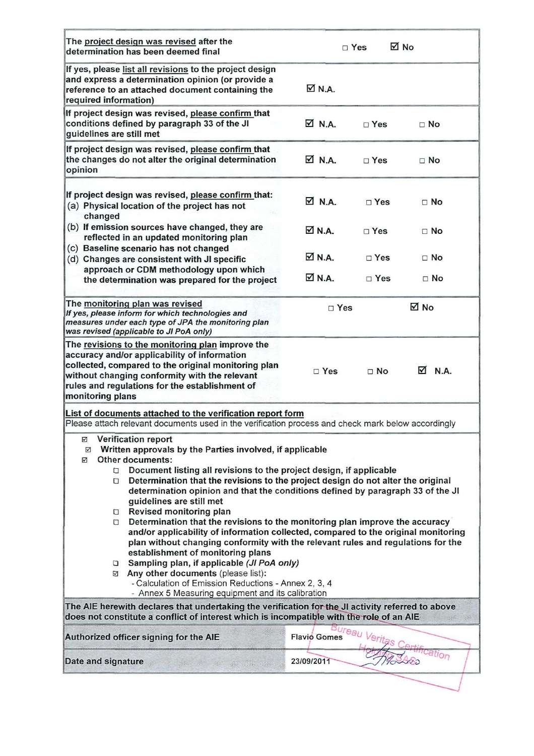| | | | |
|---|---|---|---|
| The project design was revised after the determination has been deemed final | ☐ Yes | ☑ No | |
| If yes, please list all revisions to the project design and express a determination opinion (or provide a reference to an attached document containing the required information) | ☑ N.A. | | |
| If project design was revised, please confirm that conditions defined by paragraph 33 of the JI guidelines are still met | ☑ N.A. | ☐ Yes | ☐ No |
| If project design was revised, please confirm that the changes do not alter the original determination opinion | ☑ N.A. | ☐ Yes | ☐ No |
| If project design was revised, please confirm that: (a) Physical location of the project has not changed | ☑ N.A. | ☐ Yes | ☐ No |
| (b) If emission sources have changed, they are reflected in an updated monitoring plan | ☑ N.A. | ☐ Yes | ☐ No |
| (c) Baseline scenario has not changed | ☑ N.A. | ☐ Yes | ☐ No |
| (d) Changes are consistent with JI specific approach or CDM methodology upon which the determination was prepared for the project | ☑ N.A. | ☐ Yes | ☐ No |
| The monitoring plan was revised *If yes, please inform for which technologies and measures under each type of JPA the monitoring plan was revised (applicable to JI PoA only)* | ☐ Yes | ☑ No | |
| The revisions to the monitoring plan improve the accuracy and/or applicability of information collected, compared to the original monitoring plan without changing conformity with the relevant rules and regulations for the establishment of monitoring plans | ☐ Yes | ☐ No | ☑ N.A. |

**List of documents attached to the verification report form**
Please attach relevant documents used in the verification process and check mark below accordingly

- ☑ Verification report
- ☑ Written approvals by the Parties involved, if applicable
- ☑ Other documents:
  - ☐ Document listing all revisions to the project design, if applicable
  - ☐ Determination that the revisions to the project design do not alter the original determination opinion and that the conditions defined by paragraph 33 of the JI guidelines are still met
  - ☐ Revised monitoring plan
  - ☐ Determination that the revisions to the monitoring plan improve the accuracy and/or applicability of information collected, compared to the original monitoring plan without changing conformity with the relevant rules and regulations for the establishment of monitoring plans
  - ☐ Sampling plan, if applicable *(JI PoA only)*
  - ☑ Any other documents (please list):
    - Calculation of Emission Reductions - Annex 2, 3, 4
    - Annex 5 Measuring equipment and its calibration

| | |
|---|---|
| The AIE herewith declares that undertaking the verification for the JI activity referred to above does not constitute a conflict of interest which is incompatible with the role of an AIE | |
| Authorized officer signing for the AIE | Flavio Gomes |
| Date and signature | 23/09/2011 |

Bureau Veritas Certification Holding SAS